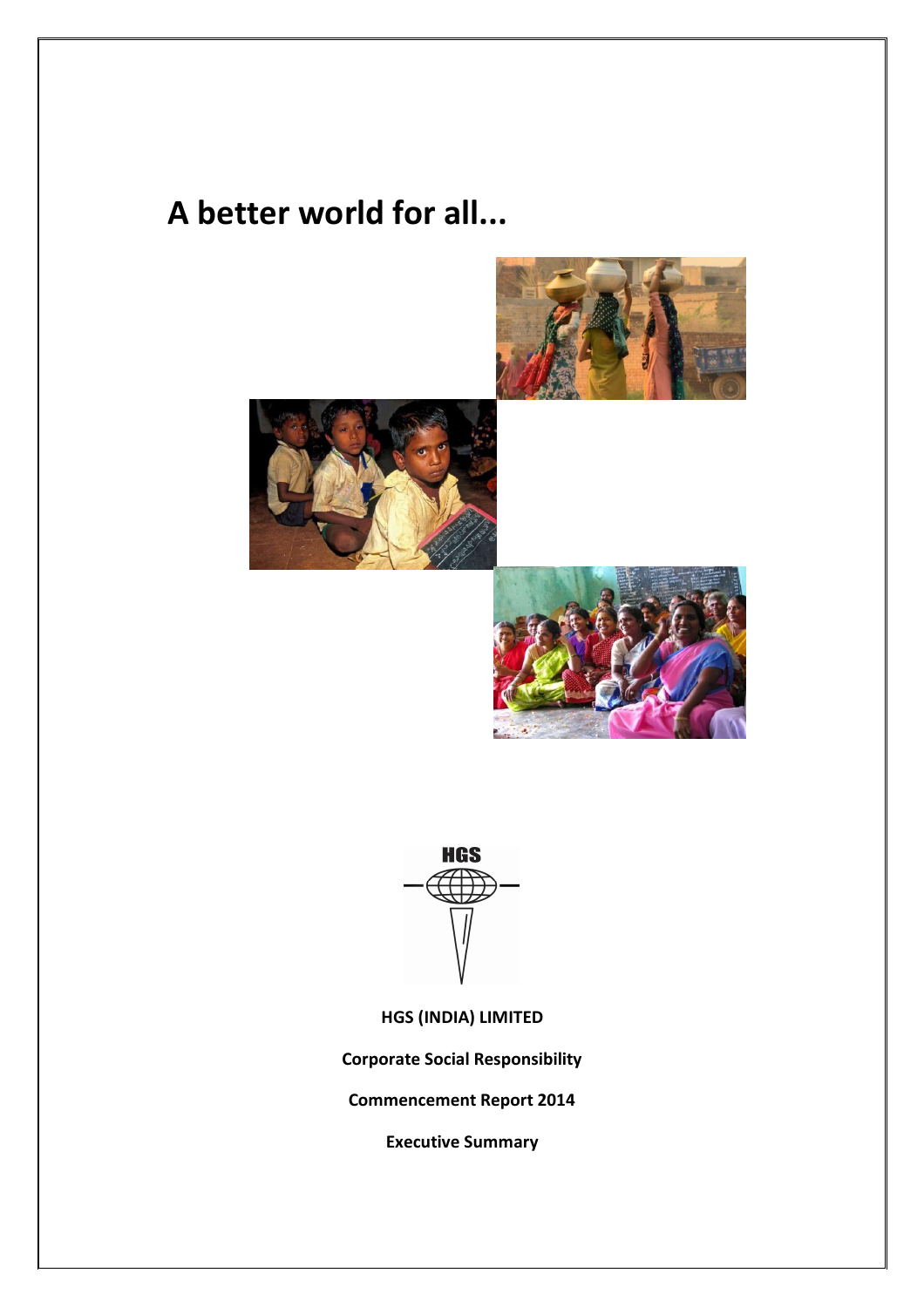# A better world for all...

HGS

**HGS (INDIA) LIMITED**

**Corporate Social Responsibility**

**Commencement Report 2014**

**Executive Summary**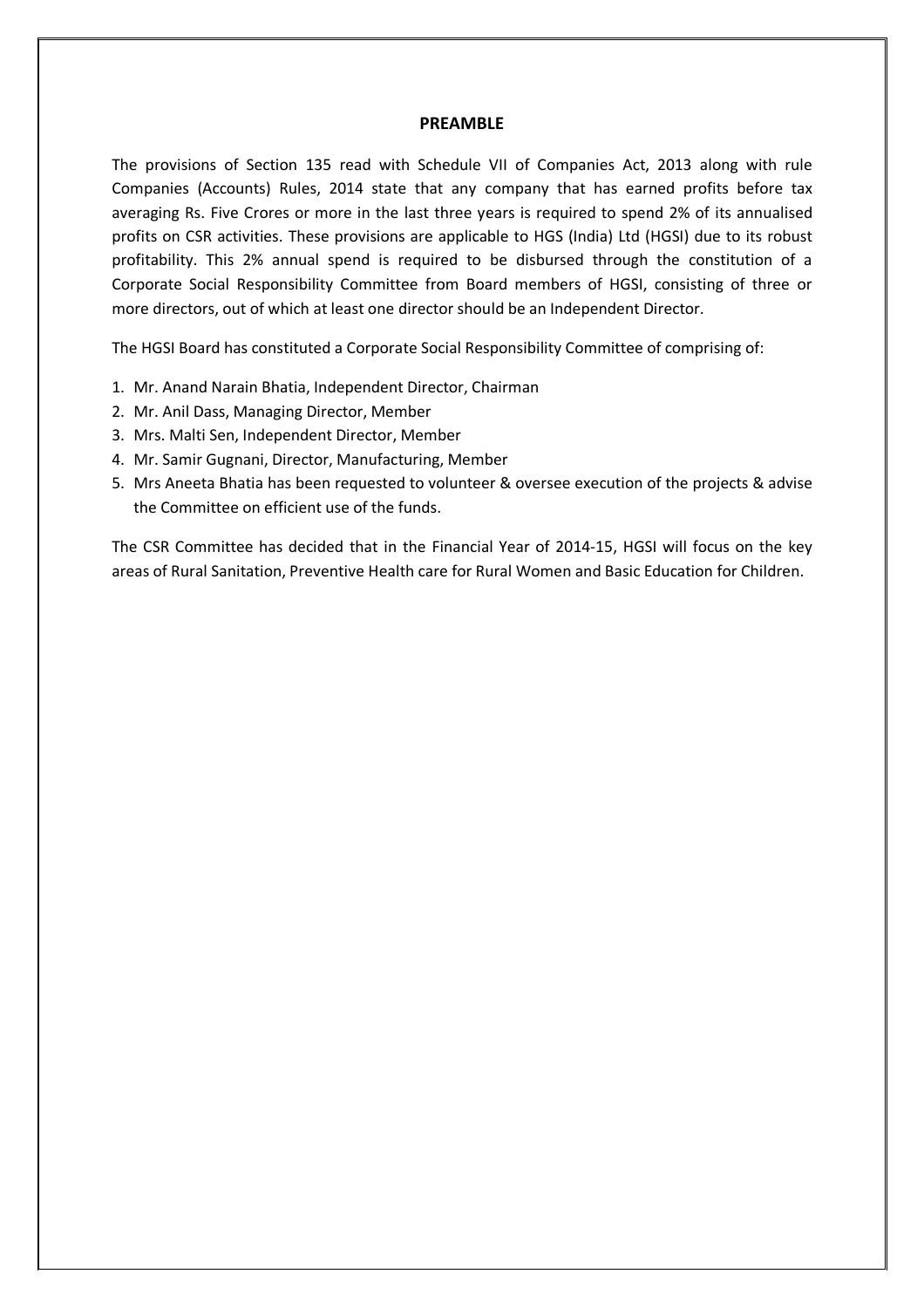## PREAMBLE

The provisions of Section 135 read with Schedule VII of Companies Act, 2013 along with rule Companies (Accounts) Rules, 2014 state that any company that has earned profits before tax averaging Rs. Five Crores or more in the last three years is required to spend 2% of its annualised profits on CSR activities. These provisions are applicable to HGS (India) Ltd (HGSI) due to its robust profitability. This 2% annual spend is required to be disbursed through the constitution of a Corporate Social Responsibility Committee from Board members of HGSI, consisting of three or more directors, out of which at least one director should be an Independent Director.

The HGSI Board has constituted a Corporate Social Responsibility Committee of comprising of:

1. Mr. Anand Narain Bhatia, Independent Director, Chairman
2. Mr. Anil Dass, Managing Director, Member
3. Mrs. Malti Sen, Independent Director, Member
4. Mr. Samir Gugnani, Director, Manufacturing, Member
5. Mrs Aneeta Bhatia has been requested to volunteer & oversee execution of the projects & advise the Committee on efficient use of the funds.

The CSR Committee has decided that in the Financial Year of 2014-15, HGSI will focus on the key areas of Rural Sanitation, Preventive Health care for Rural Women and Basic Education for Children.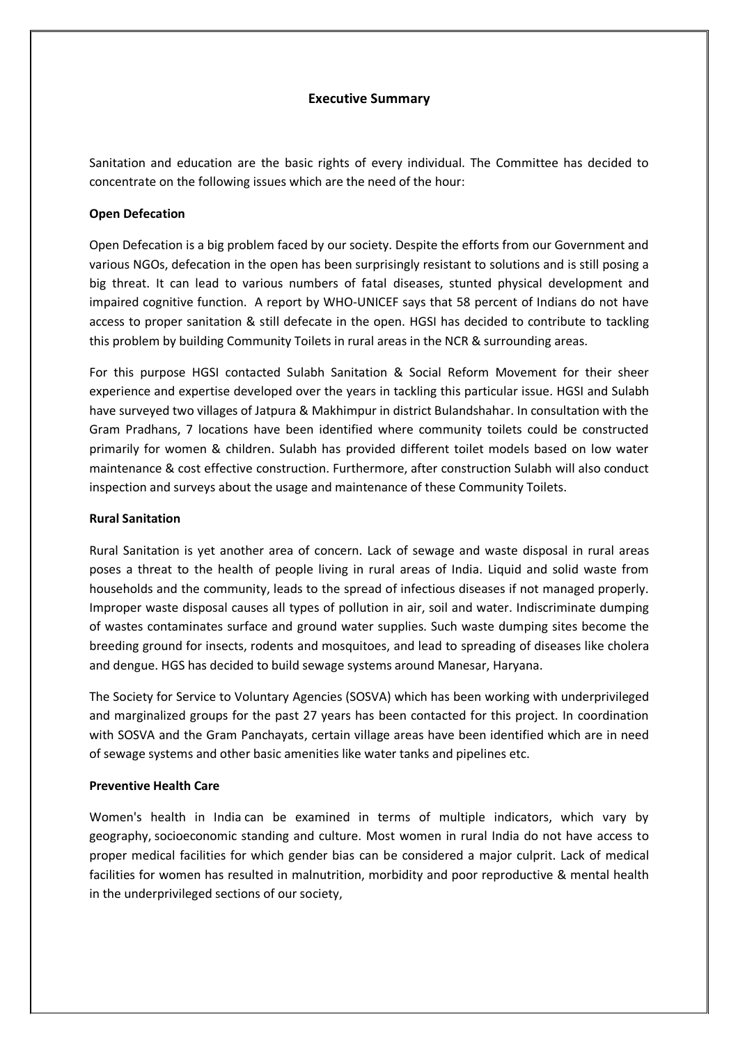## Executive Summary

Sanitation and education are the basic rights of every individual. The Committee has decided to concentrate on the following issues which are the need of the hour:

### Open Defecation

Open Defecation is a big problem faced by our society. Despite the efforts from our Government and various NGOs, defecation in the open has been surprisingly resistant to solutions and is still posing a big threat. It can lead to various numbers of fatal diseases, stunted physical development and impaired cognitive function. A report by WHO-UNICEF says that 58 percent of Indians do not have access to proper sanitation & still defecate in the open. HGSI has decided to contribute to tackling this problem by building Community Toilets in rural areas in the NCR & surrounding areas.

For this purpose HGSI contacted Sulabh Sanitation & Social Reform Movement for their sheer experience and expertise developed over the years in tackling this particular issue. HGSI and Sulabh have surveyed two villages of Jatpura & Makhimpur in district Bulandshahar. In consultation with the Gram Pradhans, 7 locations have been identified where community toilets could be constructed primarily for women & children. Sulabh has provided different toilet models based on low water maintenance & cost effective construction. Furthermore, after construction Sulabh will also conduct inspection and surveys about the usage and maintenance of these Community Toilets.

### Rural Sanitation

Rural Sanitation is yet another area of concern. Lack of sewage and waste disposal in rural areas poses a threat to the health of people living in rural areas of India. Liquid and solid waste from households and the community, leads to the spread of infectious diseases if not managed properly. Improper waste disposal causes all types of pollution in air, soil and water. Indiscriminate dumping of wastes contaminates surface and ground water supplies. Such waste dumping sites become the breeding ground for insects, rodents and mosquitoes, and lead to spreading of diseases like cholera and dengue. HGS has decided to build sewage systems around Manesar, Haryana.

The Society for Service to Voluntary Agencies (SOSVA) which has been working with underprivileged and marginalized groups for the past 27 years has been contacted for this project. In coordination with SOSVA and the Gram Panchayats, certain village areas have been identified which are in need of sewage systems and other basic amenities like water tanks and pipelines etc.

### Preventive Health Care

Women's health in India can be examined in terms of multiple indicators, which vary by geography, socioeconomic standing and culture. Most women in rural India do not have access to proper medical facilities for which gender bias can be considered a major culprit. Lack of medical facilities for women has resulted in malnutrition, morbidity and poor reproductive & mental health in the underprivileged sections of our society,